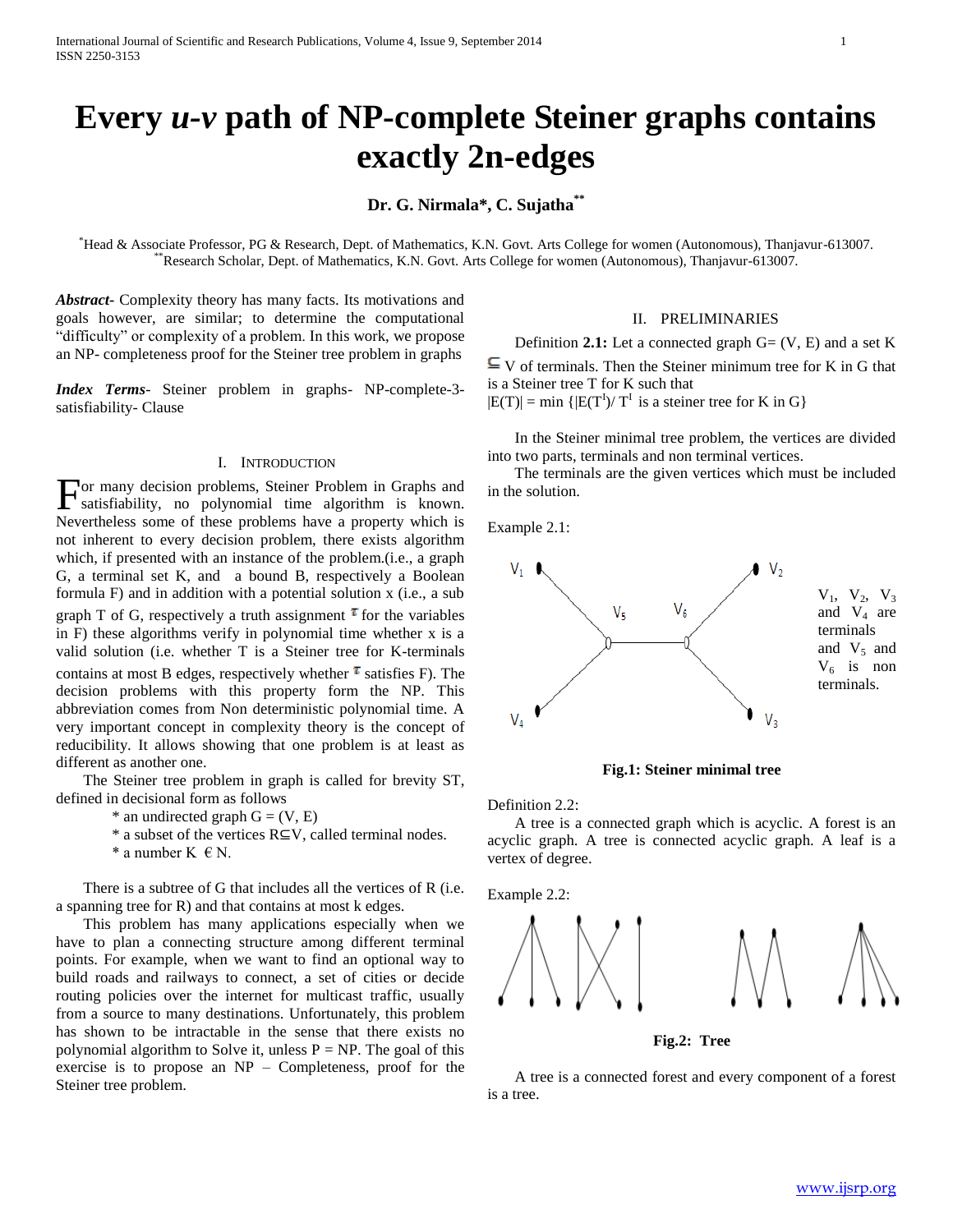# Every *u-v* path of NP-complete Steiner graphs contains exactly 2n-edges

**Dr. G. Nirmala*, C. Sujatha****

*Head & Associate Professor, PG & Research, Dept. of Mathematics, K.N. Govt. Arts College for women (Autonomous), Thanjavur-613007.
**Research Scholar, Dept. of Mathematics, K.N. Govt. Arts College for women (Autonomous), Thanjavur-613007.

***Abstract***- Complexity theory has many facts. Its motivations and goals however, are similar; to determine the computational "difficulty" or complexity of a problem. In this work, we propose an NP- completeness proof for the Steiner tree problem in graphs

***Index Terms***- Steiner problem in graphs- NP-complete-3-satisfiability- Clause

## I. Introduction

For many decision problems, Steiner Problem in Graphs and satisfiability, no polynomial time algorithm is known. Nevertheless some of these problems have a property which is not inherent to every decision problem, there exists algorithm which, if presented with an instance of the problem.(i.e., a graph G, a terminal set K, and a bound B, respectively a Boolean formula F) and in addition with a potential solution x (i.e., a sub graph T of G, respectively a truth assignment $\tau$ for the variables in F) these algorithms verify in polynomial time whether x is a valid solution (i.e. whether T is a Steiner tree for K-terminals contains at most B edges, respectively whether $\tau$ satisfies F). The decision problems with this property form the NP. This abbreviation comes from Non deterministic polynomial time. A very important concept in complexity theory is the concept of reducibility. It allows showing that one problem is at least as different as another one.

The Steiner tree problem in graph is called for brevity ST, defined in decisional form as follows

* an undirected graph $G = (V, E)$
* a subset of the vertices $R \subseteq V$, called terminal nodes.
* a number $K \in N$.

There is a subtree of G that includes all the vertices of R (i.e. a spanning tree for R) and that contains at most k edges.

This problem has many applications especially when we have to plan a connecting structure among different terminal points. For example, when we want to find an optional way to build roads and railways to connect, a set of cities or decide routing policies over the internet for multicast traffic, usually from a source to many destinations. Unfortunately, this problem has shown to be intractable in the sense that there exists no polynomial algorithm to Solve it, unless P = NP. The goal of this exercise is to propose an NP – Completeness, proof for the Steiner tree problem.

## II. Preliminaries

Definition **2.1:** Let a connected graph $G = (V, E)$ and a set $K \subseteq V$ of terminals. Then the Steiner minimum tree for K in G that is a Steiner tree T for K such that

$|E(T)| = \min \{|E(T^I)| / T^I$ is a steiner tree for K in G}

In the Steiner minimal tree problem, the vertices are divided into two parts, terminals and non terminal vertices.

The terminals are the given vertices which must be included in the solution.

Example 2.1:

$V_1$, $V_2$, $V_3$ and $V_4$ are terminals and $V_5$ and $V_6$ is non terminals.

**Fig.1: Steiner minimal tree**

Definition 2.2:

A tree is a connected graph which is acyclic. A forest is an acyclic graph. A tree is connected acyclic graph. A leaf is a vertex of degree.

Example 2.2:

**Fig.2: Tree**

A tree is a connected forest and every component of a forest is a tree.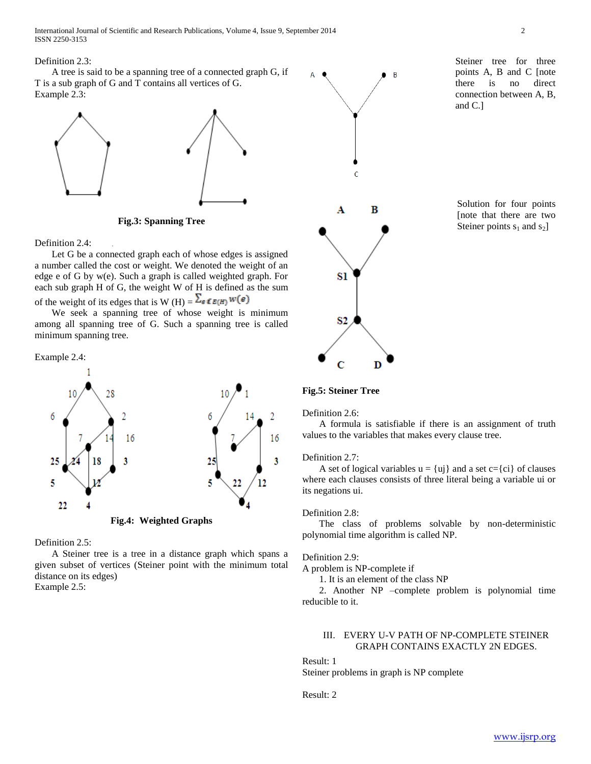Definition 2.3:

A tree is said to be a spanning tree of a connected graph G, if T is a sub graph of G and T contains all vertices of G.

Example 2.3:

**Fig.3: Spanning Tree**

Definition 2.4:

Let G be a connected graph each of whose edges is assigned a number called the cost or weight. We denoted the weight of an edge e of G by w(e). Such a graph is called weighted graph. For each sub graph H of G, the weight W of H is defined as the sum of the weight of its edges that is W (H) = $\sum_{e \in E(H)} w(e)$

We seek a spanning tree of whose weight is minimum among all spanning tree of G. Such a spanning tree is called minimum spanning tree.

Example 2.4:

**Fig.4: Weighted Graphs**

Definition 2.5:

A Steiner tree is a tree in a distance graph which spans a given subset of vertices (Steiner point with the minimum total distance on its edges)

Example 2.5:

Steiner tree for three points A, B and C [note there is no direct connection between A, B, and C.]

Solution for four points [note that there are two Steiner points $s_1$ and $s_2$]

**Fig.5: Steiner Tree**

Definition 2.6:

A formula is satisfiable if there is an assignment of truth values to the variables that makes every clause tree.

Definition 2.7:

A set of logical variables u = {uj} and a set c={ci} of clauses where each clauses consists of three literal being a variable ui or its negations ui.

Definition 2.8:

The class of problems solvable by non-deterministic polynomial time algorithm is called NP.

Definition 2.9:

A problem is NP-complete if

1. It is an element of the class NP
2. Another NP –complete problem is polynomial time reducible to it.

## III. EVERY U-V PATH OF NP-COMPLETE STEINER GRAPH CONTAINS EXACTLY 2N EDGES.

Result: 1

Steiner problems in graph is NP complete

Result: 2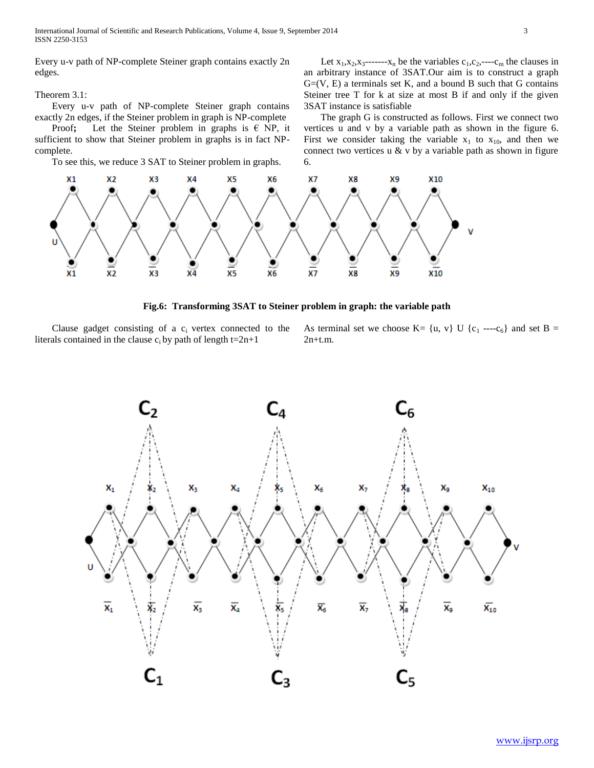Every u-v path of NP-complete Steiner graph contains exactly 2n edges.

Theorem 3.1:

Every u-v path of NP-complete Steiner graph contains exactly 2n edges, if the Steiner problem in graph is NP-complete

Proof**;** Let the Steiner problem in graphs is € NP, it sufficient to show that Steiner problem in graphs is in fact NP-complete.

To see this, we reduce 3 SAT to Steiner problem in graphs.

Let $x_1, x_2, x_3$-------$x_n$ be the variables $c_1, c_2$,----$c_m$ the clauses in an arbitrary instance of 3SAT.Our aim is to construct a graph G=(V, E) a terminals set K, and a bound B such that G contains Steiner tree T for k at size at most B if and only if the given 3SAT instance is satisfiable

The graph G is constructed as follows. First we connect two vertices u and v by a variable path as shown in the figure 6. First we consider taking the variable $x_1$ to $x_{10}$, and then we connect two vertices u & v by a variable path as shown in figure 6.

**Fig.6: Transforming 3SAT to Steiner problem in graph: the variable path**

Clause gadget consisting of a $c_i$ vertex connected to the literals contained in the clause $c_i$ by path of length t=2n+1

As terminal set we choose K= {u, v} U {$c_1$ ----$c_6$} and set B = 2n+t.m.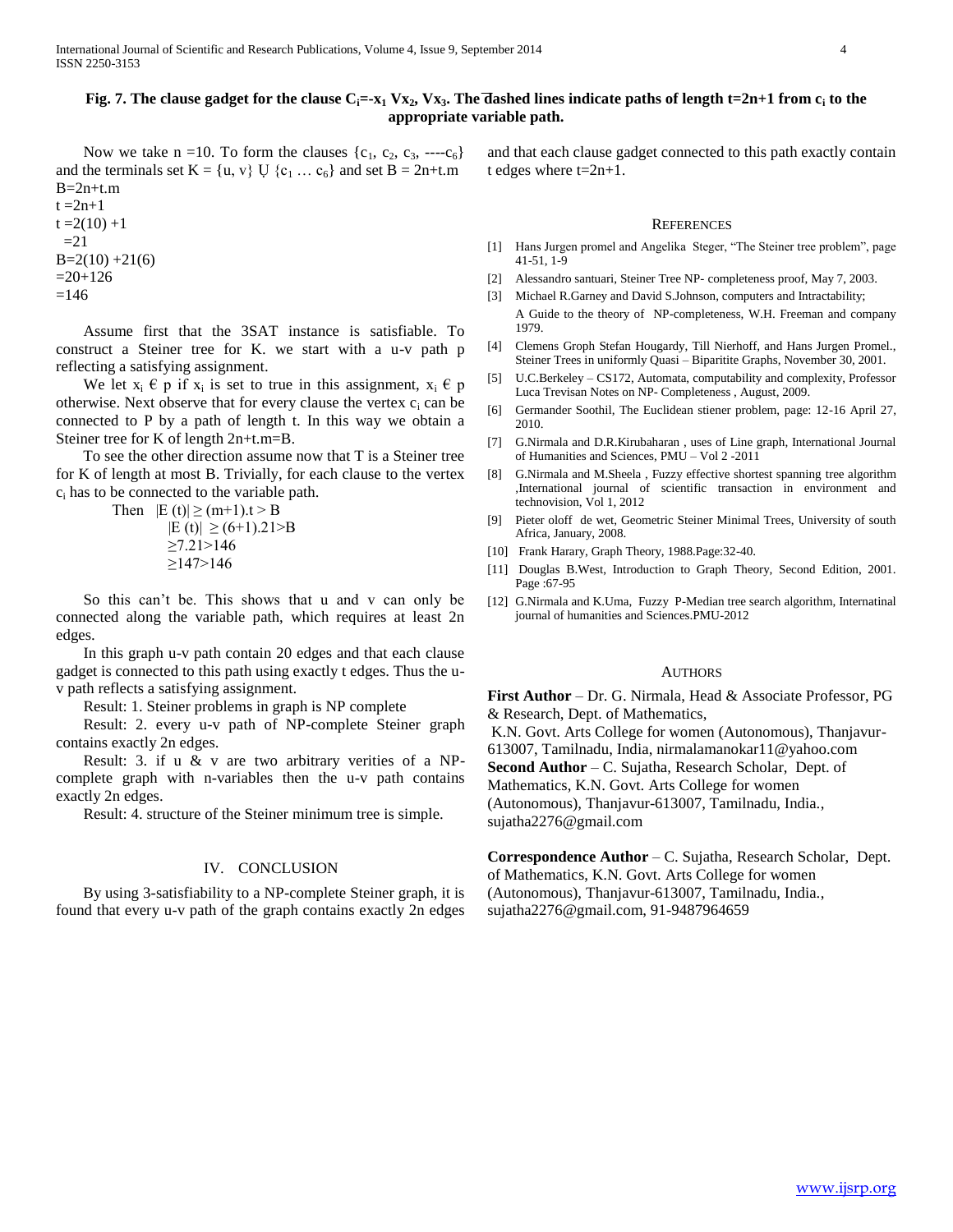**Fig. 7. The clause gadget for the clause $C_i = -x_1 \vee x_2, \vee x_3$. The dashed lines indicate paths of length t=2n+1 from $c_i$ to the appropriate variable path.**

Now we take n =10. To form the clauses $\{c_1, c_2, c_3, ----c_6\}$ and the terminals set $K = \{u, v\} \cup \{c_1 \ldots c_6\}$ and set B = 2n+t.m

B=2n+t.m

t =2n+1

t =2(10) +1

=21

B=2(10) +21(6)

=20+126

=146

Assume first that the 3SAT instance is satisfiable. To construct a Steiner tree for K. we start with a u-v path p reflecting a satisfying assignment.

We let $x_i \in p$ if $x_i$ is set to true in this assignment, $x_i \in p$ otherwise. Next observe that for every clause the vertex $c_i$ can be connected to P by a path of length t. In this way we obtain a Steiner tree for K of length 2n+t.m=B.

To see the other direction assume now that T is a Steiner tree for K of length at most B. Trivially, for each clause to the vertex $c_i$ has to be connected to the variable path.

Then $|E(t)| \geq (m+1).t > B$

$|E(t)| \geq (6+1).21 > B$

$\geq 7.21 > 146$

$\geq 147 > 146$

So this can't be. This shows that u and v can only be connected along the variable path, which requires at least 2n edges.

In this graph u-v path contain 20 edges and that each clause gadget is connected to this path using exactly t edges. Thus the u-v path reflects a satisfying assignment.

Result: 1. Steiner problems in graph is NP complete

Result: 2. every u-v path of NP-complete Steiner graph contains exactly 2n edges.

Result: 3. if u & v are two arbitrary verities of a NP-complete graph with n-variables then the u-v path contains exactly 2n edges.

Result: 4. structure of the Steiner minimum tree is simple.

## IV. CONCLUSION

By using 3-satisfiability to a NP-complete Steiner graph, it is found that every u-v path of the graph contains exactly 2n edges and that each clause gadget connected to this path exactly contain t edges where t=2n+1.

## REFERENCES

[1] Hans Jurgen promel and Angelika Steger, "The Steiner tree problem", page 41-51, 1-9

[2] Alessandro santuari, Steiner Tree NP- completeness proof, May 7, 2003.

[3] Michael R.Garney and David S.Johnson, computers and Intractability; A Guide to the theory of NP-completeness, W.H. Freeman and company 1979.

[4] Clemens Groph Stefan Hougardy, Till Nierhoff, and Hans Jurgen Promel., Steiner Trees in uniformly Quasi – Biparitite Graphs, November 30, 2001.

[5] U.C.Berkeley – CS172, Automata, computability and complexity, Professor Luca Trevisan Notes on NP- Completeness , August, 2009.

[6] Germander Soothil, The Euclidean stiener problem, page: 12-16 April 27, 2010.

[7] G.Nirmala and D.R.Kirubaharan , uses of Line graph, International Journal of Humanities and Sciences, PMU – Vol 2 -2011

[8] G.Nirmala and M.Sheela , Fuzzy effective shortest spanning tree algorithm ,International journal of scientific transaction in environment and technovision, Vol 1, 2012

[9] Pieter oloff de wet, Geometric Steiner Minimal Trees, University of south Africa, January, 2008.

[10] Frank Harary, Graph Theory, 1988.Page:32-40.

[11] Douglas B.West, Introduction to Graph Theory, Second Edition, 2001. Page :67-95

[12] G.Nirmala and K.Uma, Fuzzy P-Median tree search algorithm, Internatinal journal of humanities and Sciences.PMU-2012

## AUTHORS

**First Author** – Dr. G. Nirmala, Head & Associate Professor, PG & Research, Dept. of Mathematics, K.N. Govt. Arts College for women (Autonomous), Thanjavur-613007, Tamilnadu, India, nirmalamanokar11@yahoo.com

**Second Author** – C. Sujatha, Research Scholar, Dept. of Mathematics, K.N. Govt. Arts College for women (Autonomous), Thanjavur-613007, Tamilnadu, India., sujatha2276@gmail.com

**Correspondence Author** – C. Sujatha, Research Scholar, Dept. of Mathematics, K.N. Govt. Arts College for women (Autonomous), Thanjavur-613007, Tamilnadu, India., sujatha2276@gmail.com, 91-9487964659